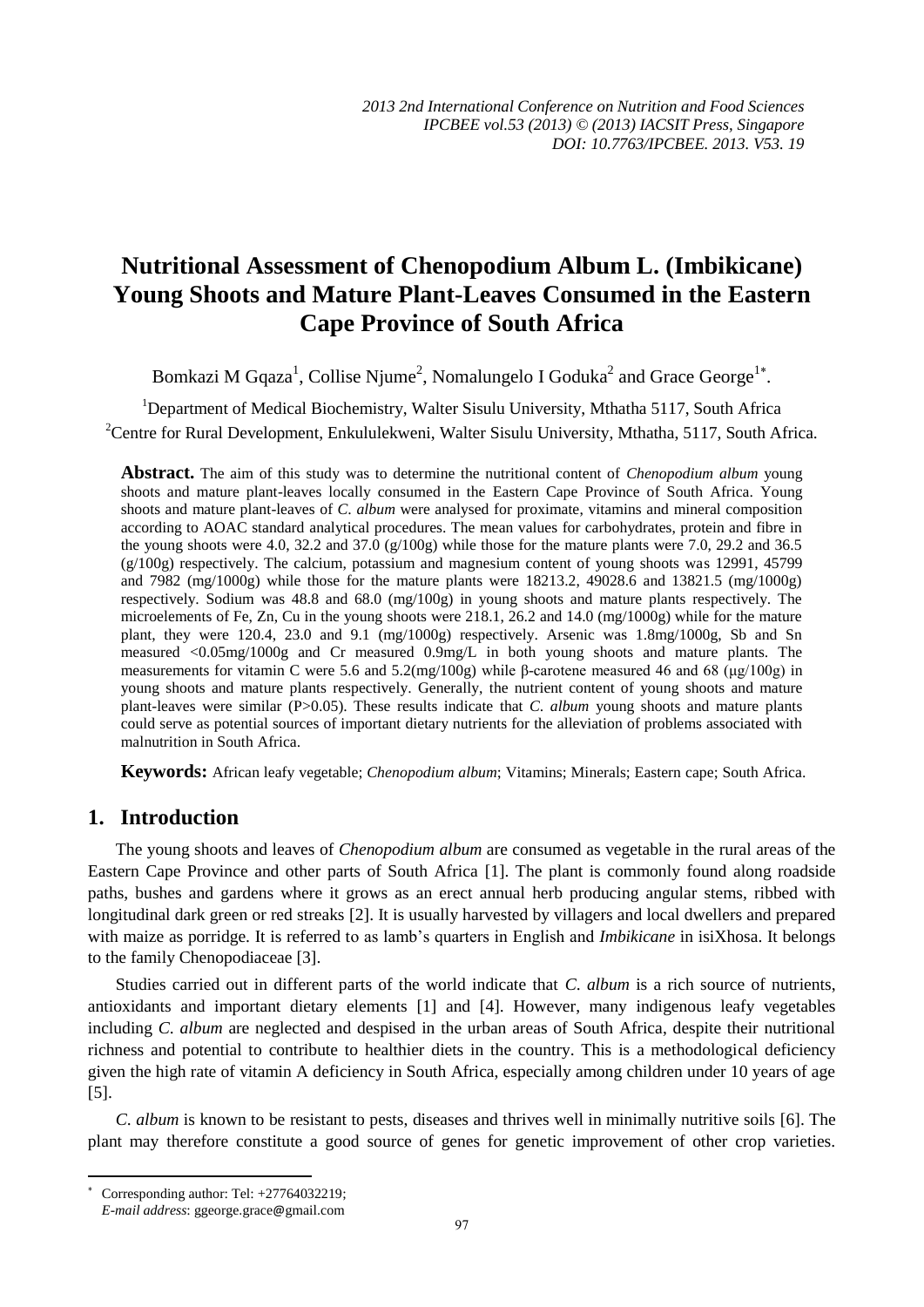# Nutritional Assessment of Chenopodium Album L. (Imbikicane) Young Shoots and Mature Plant-Leaves Consumed in the Eastern Cape Province of South Africa

Bomkazi M Gqaza[1], Collise Njume[2], Nomalungelo I Goduka[2] and Grace George[1*].

[1]Department of Medical Biochemistry, Walter Sisulu University, Mthatha 5117, South Africa

[2]Centre for Rural Development, Enkululekweni, Walter Sisulu University, Mthatha, 5117, South Africa.

**Abstract.** The aim of this study was to determine the nutritional content of *Chenopodium album* young shoots and mature plant-leaves locally consumed in the Eastern Cape Province of South Africa. Young shoots and mature plant-leaves of *C. album* were analysed for proximate, vitamins and mineral composition according to AOAC standard analytical procedures. The mean values for carbohydrates, protein and fibre in the young shoots were 4.0, 32.2 and 37.0 (g/100g) while those for the mature plants were 7.0, 29.2 and 36.5 (g/100g) respectively. The calcium, potassium and magnesium content of young shoots was 12991, 45799 and 7982 (mg/1000g) while those for the mature plants were 18213.2, 49028.6 and 13821.5 (mg/1000g) respectively. Sodium was 48.8 and 68.0 (mg/100g) in young shoots and mature plants respectively. The microelements of Fe, Zn, Cu in the young shoots were 218.1, 26.2 and 14.0 (mg/1000g) while for the mature plant, they were 120.4, 23.0 and 9.1 (mg/1000g) respectively. Arsenic was 1.8mg/1000g, Sb and Sn measured <0.05mg/1000g and Cr measured 0.9mg/L in both young shoots and mature plants. The measurements for vitamin C were 5.6 and 5.2(mg/100g) while β-carotene measured 46 and 68 (μg/100g) in young shoots and mature plants respectively. Generally, the nutrient content of young shoots and mature plant-leaves were similar (P>0.05). These results indicate that *C. album* young shoots and mature plants could serve as potential sources of important dietary nutrients for the alleviation of problems associated with malnutrition in South Africa.

**Keywords:** African leafy vegetable; *Chenopodium album*; Vitamins; Minerals; Eastern cape; South Africa.

## 1. Introduction

The young shoots and leaves of *Chenopodium album* are consumed as vegetable in the rural areas of the Eastern Cape Province and other parts of South Africa [1]. The plant is commonly found along roadside paths, bushes and gardens where it grows as an erect annual herb producing angular stems, ribbed with longitudinal dark green or red streaks [2]. It is usually harvested by villagers and local dwellers and prepared with maize as porridge. It is referred to as lamb's quarters in English and *Imbikicane* in isiXhosa. It belongs to the family Chenopodiaceae [3].

Studies carried out in different parts of the world indicate that *C. album* is a rich source of nutrients, antioxidants and important dietary elements [1] and [4]. However, many indigenous leafy vegetables including *C. album* are neglected and despised in the urban areas of South Africa, despite their nutritional richness and potential to contribute to healthier diets in the country. This is a methodological deficiency given the high rate of vitamin A deficiency in South Africa, especially among children under 10 years of age [5].

*C. album* is known to be resistant to pests, diseases and thrives well in minimally nutritive soils [6]. The plant may therefore constitute a good source of genes for genetic improvement of other crop varieties.

---

[*] Corresponding author: Tel: +27764032219;
*E-mail address*: ggeorge.grace@gmail.com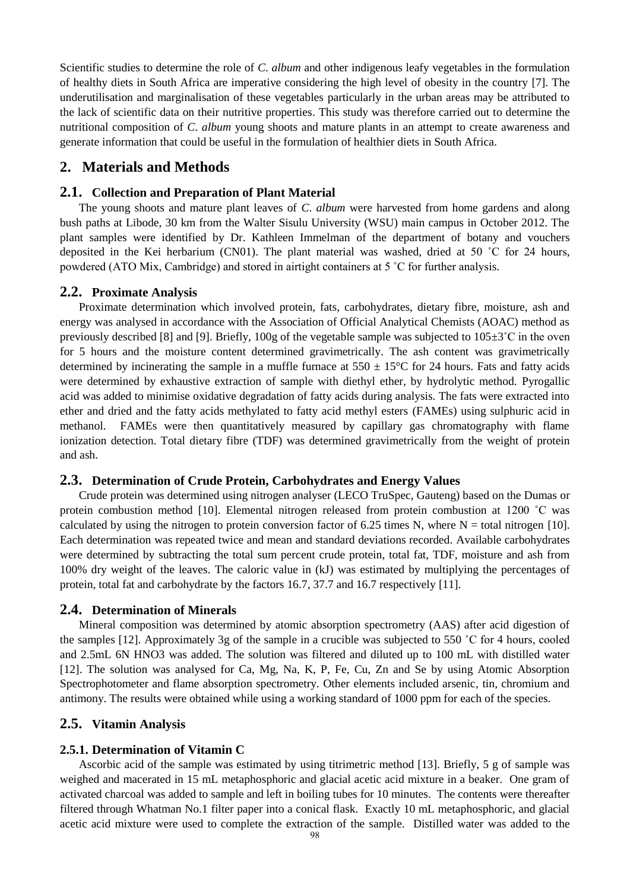Scientific studies to determine the role of *C. album* and other indigenous leafy vegetables in the formulation of healthy diets in South Africa are imperative considering the high level of obesity in the country [7]. The underutilisation and marginalisation of these vegetables particularly in the urban areas may be attributed to the lack of scientific data on their nutritive properties. This study was therefore carried out to determine the nutritional composition of *C. album* young shoots and mature plants in an attempt to create awareness and generate information that could be useful in the formulation of healthier diets in South Africa.

## 2. Materials and Methods

### 2.1. Collection and Preparation of Plant Material

The young shoots and mature plant leaves of *C. album* were harvested from home gardens and along bush paths at Libode, 30 km from the Walter Sisulu University (WSU) main campus in October 2012. The plant samples were identified by Dr. Kathleen Immelman of the department of botany and vouchers deposited in the Kei herbarium (CN01). The plant material was washed, dried at 50 ˚C for 24 hours, powdered (ATO Mix, Cambridge) and stored in airtight containers at 5 ˚C for further analysis.

### 2.2. Proximate Analysis

Proximate determination which involved protein, fats, carbohydrates, dietary fibre, moisture, ash and energy was analysed in accordance with the Association of Official Analytical Chemists (AOAC) method as previously described [8] and [9]. Briefly, 100g of the vegetable sample was subjected to 105±3˚C in the oven for 5 hours and the moisture content determined gravimetrically. The ash content was gravimetrically determined by incinerating the sample in a muffle furnace at 550 ± 15°C for 24 hours. Fats and fatty acids were determined by exhaustive extraction of sample with diethyl ether, by hydrolytic method. Pyrogallic acid was added to minimise oxidative degradation of fatty acids during analysis. The fats were extracted into ether and dried and the fatty acids methylated to fatty acid methyl esters (FAMEs) using sulphuric acid in methanol. FAMEs were then quantitatively measured by capillary gas chromatography with flame ionization detection. Total dietary fibre (TDF) was determined gravimetrically from the weight of protein and ash.

### 2.3. Determination of Crude Protein, Carbohydrates and Energy Values

Crude protein was determined using nitrogen analyser (LECO TruSpec, Gauteng) based on the Dumas or protein combustion method [10]. Elemental nitrogen released from protein combustion at 1200 ˚C was calculated by using the nitrogen to protein conversion factor of 6.25 times N, where N = total nitrogen [10]. Each determination was repeated twice and mean and standard deviations recorded. Available carbohydrates were determined by subtracting the total sum percent crude protein, total fat, TDF, moisture and ash from 100% dry weight of the leaves. The caloric value in (kJ) was estimated by multiplying the percentages of protein, total fat and carbohydrate by the factors 16.7, 37.7 and 16.7 respectively [11].

### 2.4. Determination of Minerals

Mineral composition was determined by atomic absorption spectrometry (AAS) after acid digestion of the samples [12]. Approximately 3g of the sample in a crucible was subjected to 550 ˚C for 4 hours, cooled and 2.5mL 6N $HNO_3$ was added. The solution was filtered and diluted up to 100 mL with distilled water [12]. The solution was analysed for Ca, Mg, Na, K, P, Fe, Cu, Zn and Se by using Atomic Absorption Spectrophotometer and flame absorption spectrometry. Other elements included arsenic, tin, chromium and antimony. The results were obtained while using a working standard of 1000 ppm for each of the species.

### 2.5. Vitamin Analysis

#### 2.5.1. Determination of Vitamin C

Ascorbic acid of the sample was estimated by using titrimetric method [13]. Briefly, 5 g of sample was weighed and macerated in 15 mL metaphosphoric and glacial acetic acid mixture in a beaker. One gram of activated charcoal was added to sample and left in boiling tubes for 10 minutes. The contents were thereafter filtered through Whatman No.1 filter paper into a conical flask. Exactly 10 mL metaphosphoric, and glacial acetic acid mixture were used to complete the extraction of the sample. Distilled water was added to the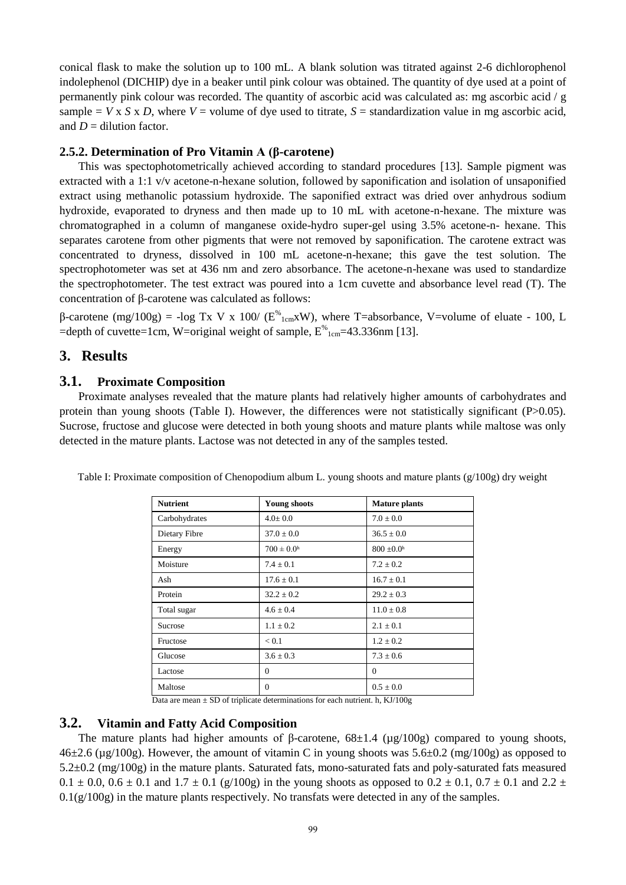conical flask to make the solution up to 100 mL. A blank solution was titrated against 2-6 dichlorophenol indolephenol (DICHIP) dye in a beaker until pink colour was obtained. The quantity of dye used at a point of permanently pink colour was recorded. The quantity of ascorbic acid was calculated as: mg ascorbic acid / g sample = $V$ x $S$ x $D$, where $V$ = volume of dye used to titrate, $S$ = standardization value in mg ascorbic acid, and $D$ = dilution factor.

### 2.5.2. Determination of Pro Vitamin A (β-carotene)

This was spectophotometrically achieved according to standard procedures [13]. Sample pigment was extracted with a 1:1 v/v acetone-n-hexane solution, followed by saponification and isolation of unsaponified extract using methanolic potassium hydroxide. The saponified extract was dried over anhydrous sodium hydroxide, evaporated to dryness and then made up to 10 mL with acetone-n-hexane. The mixture was chromatographed in a column of manganese oxide-hydro super-gel using 3.5% acetone-n- hexane. This separates carotene from other pigments that were not removed by saponification. The carotene extract was concentrated to dryness, dissolved in 100 mL acetone-n-hexane; this gave the test solution. The spectrophotometer was set at 436 nm and zero absorbance. The acetone-n-hexane was used to standardize the spectrophotometer. The test extract was poured into a 1cm cuvette and absorbance level read (T). The concentration of β-carotene was calculated as follows:

β-carotene (mg/100g) = -log Tx V x 100/ ($E^{\%}_{1cm}$xW), where T=absorbance, V=volume of eluate - 100, L =depth of cuvette=1cm, W=original weight of sample, $E^{\%}_{1cm}$=43.336nm [13].

## 3. Results

### 3.1. Proximate Composition

Proximate analyses revealed that the mature plants had relatively higher amounts of carbohydrates and protein than young shoots (Table I). However, the differences were not statistically significant (P>0.05). Sucrose, fructose and glucose were detected in both young shoots and mature plants while maltose was only detected in the mature plants. Lactose was not detected in any of the samples tested.

Table I: Proximate composition of Chenopodium album L. young shoots and mature plants (g/100g) dry weight

| Nutrient | Young shoots | Mature plants |
|---|---|---|
| Carbohydrates | 4.0± 0.0 | 7.0 ± 0.0 |
| Dietary Fibre | 37.0 ± 0.0 | 36.5 ± 0.0 |
| Energy | 700 ± 0.0[h] | 800 ±0.0[h] |
| Moisture | 7.4 ± 0.1 | 7.2 ± 0.2 |
| Ash | 17.6 ± 0.1 | 16.7 ± 0.1 |
| Protein | 32.2 ± 0.2 | 29.2 ± 0.3 |
| Total sugar | 4.6 ± 0.4 | 11.0 ± 0.8 |
| Sucrose | 1.1 ± 0.2 | 2.1 ± 0.1 |
| Fructose | < 0.1 | 1.2 ± 0.2 |
| Glucose | 3.6 ± 0.3 | 7.3 ± 0.6 |
| Lactose | 0 | 0 |
| Maltose | 0 | 0.5 ± 0.0 |

Data are mean ± SD of triplicate determinations for each nutrient. h, KJ/100g

### 3.2. Vitamin and Fatty Acid Composition

The mature plants had higher amounts of β-carotene, 68±1.4 (µg/100g) compared to young shoots, 46±2.6 (µg/100g). However, the amount of vitamin C in young shoots was 5.6±0.2 (mg/100g) as opposed to 5.2±0.2 (mg/100g) in the mature plants. Saturated fats, mono-saturated fats and poly-saturated fats measured 0.1 ± 0.0, 0.6 ± 0.1 and 1.7 ± 0.1 (g/100g) in the young shoots as opposed to 0.2 ± 0.1, 0.7 ± 0.1 and 2.2 ± 0.1(g/100g) in the mature plants respectively. No transfats were detected in any of the samples.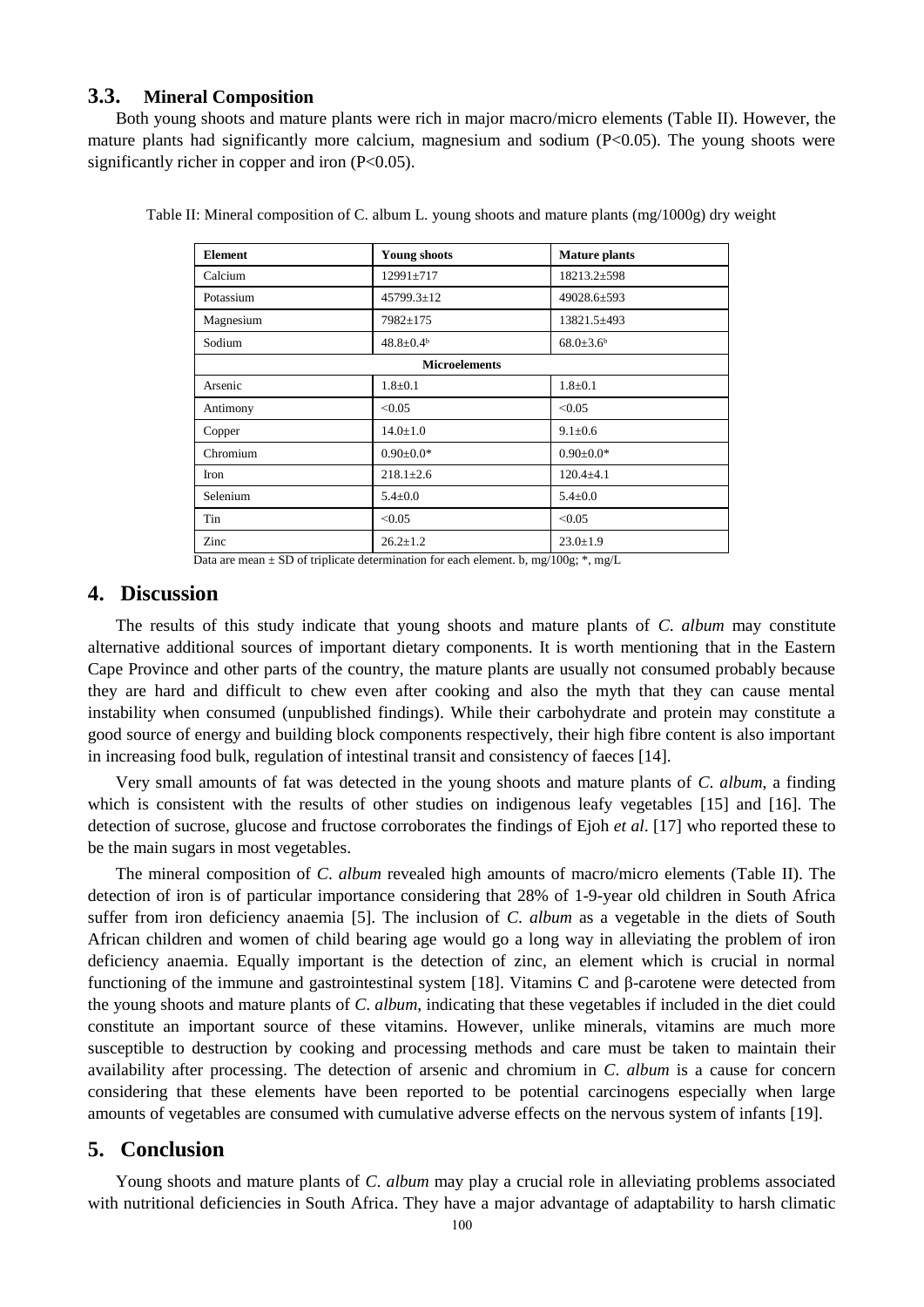### 3.3. Mineral Composition

Both young shoots and mature plants were rich in major macro/micro elements (Table II). However, the mature plants had significantly more calcium, magnesium and sodium (P<0.05). The young shoots were significantly richer in copper and iron (P<0.05).

Table II: Mineral composition of C. album L. young shoots and mature plants (mg/1000g) dry weight

| Element | Young shoots | Mature plants |
|---|---|---|
| Calcium | 12991±717 | 18213.2±598 |
| Potassium | 45799.3±12 | 49028.6±593 |
| Magnesium | 7982±175 | 13821.5±493 |
| Sodium | 48.8±0.4[b] | 68.0±3.6[b] |
| **Microelements** | | |
| Arsenic | 1.8±0.1 | 1.8±0.1 |
| Antimony | <0.05 | <0.05 |
| Copper | 14.0±1.0 | 9.1±0.6 |
| Chromium | 0.90±0.0* | 0.90±0.0* |
| Iron | 218.1±2.6 | 120.4±4.1 |
| Selenium | 5.4±0.0 | 5.4±0.0 |
| Tin | <0.05 | <0.05 |
| Zinc | 26.2±1.2 | 23.0±1.9 |

Data are mean ± SD of triplicate determination for each element. b, mg/100g; *, mg/L

## 4. Discussion

The results of this study indicate that young shoots and mature plants of *C. album* may constitute alternative additional sources of important dietary components. It is worth mentioning that in the Eastern Cape Province and other parts of the country, the mature plants are usually not consumed probably because they are hard and difficult to chew even after cooking and also the myth that they can cause mental instability when consumed (unpublished findings). While their carbohydrate and protein may constitute a good source of energy and building block components respectively, their high fibre content is also important in increasing food bulk, regulation of intestinal transit and consistency of faeces [14].

Very small amounts of fat was detected in the young shoots and mature plants of *C. album*, a finding which is consistent with the results of other studies on indigenous leafy vegetables [15] and [16]. The detection of sucrose, glucose and fructose corroborates the findings of Ejoh *et al*. [17] who reported these to be the main sugars in most vegetables.

The mineral composition of *C. album* revealed high amounts of macro/micro elements (Table II). The detection of iron is of particular importance considering that 28% of 1-9-year old children in South Africa suffer from iron deficiency anaemia [5]. The inclusion of *C. album* as a vegetable in the diets of South African children and women of child bearing age would go a long way in alleviating the problem of iron deficiency anaemia. Equally important is the detection of zinc, an element which is crucial in normal functioning of the immune and gastrointestinal system [18]. Vitamins C and β-carotene were detected from the young shoots and mature plants of *C. album*, indicating that these vegetables if included in the diet could constitute an important source of these vitamins. However, unlike minerals, vitamins are much more susceptible to destruction by cooking and processing methods and care must be taken to maintain their availability after processing. The detection of arsenic and chromium in *C. album* is a cause for concern considering that these elements have been reported to be potential carcinogens especially when large amounts of vegetables are consumed with cumulative adverse effects on the nervous system of infants [19].

## 5. Conclusion

Young shoots and mature plants of *C. album* may play a crucial role in alleviating problems associated with nutritional deficiencies in South Africa. They have a major advantage of adaptability to harsh climatic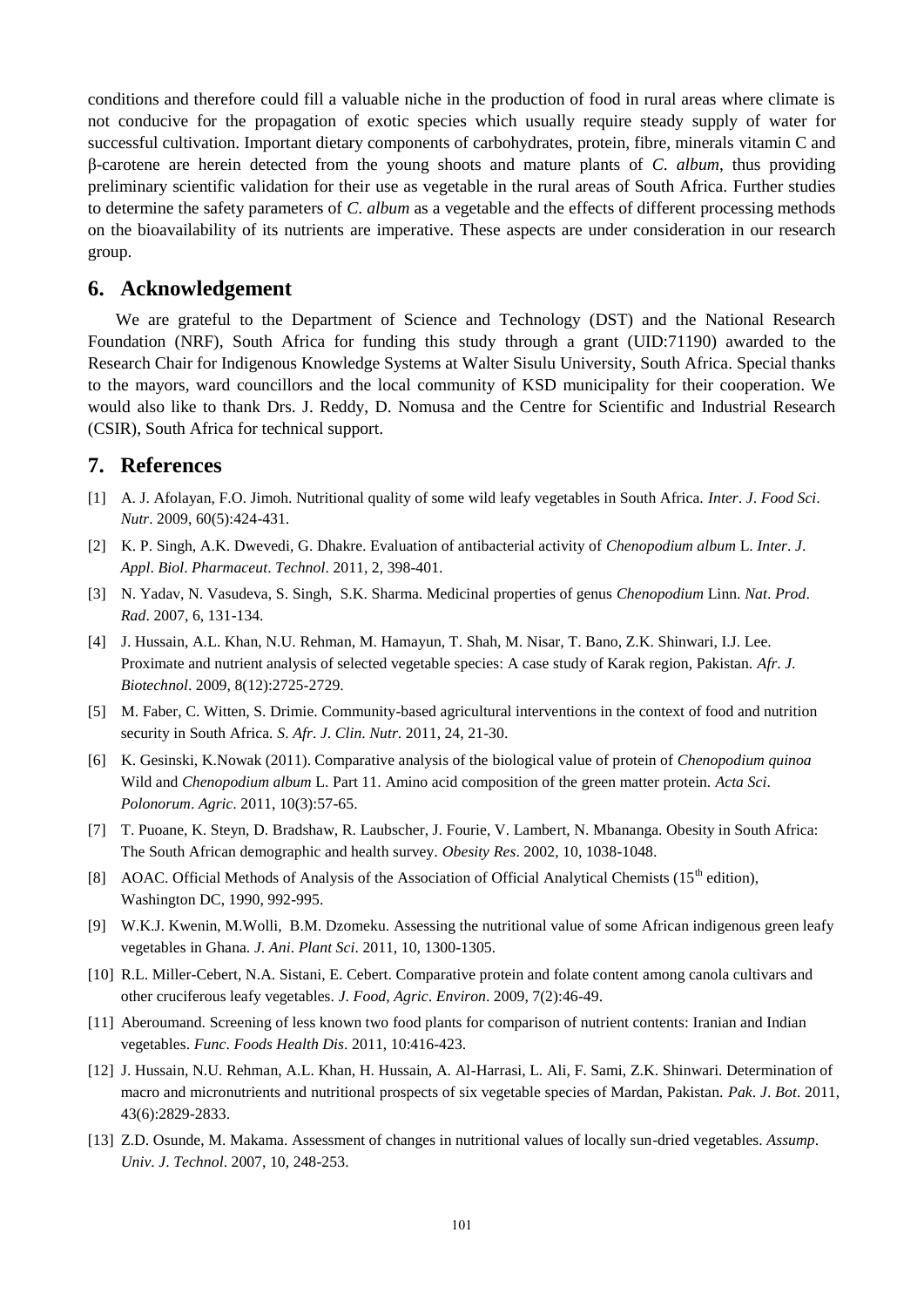conditions and therefore could fill a valuable niche in the production of food in rural areas where climate is not conducive for the propagation of exotic species which usually require steady supply of water for successful cultivation. Important dietary components of carbohydrates, protein, fibre, minerals vitamin C and β-carotene are herein detected from the young shoots and mature plants of *C. album*, thus providing preliminary scientific validation for their use as vegetable in the rural areas of South Africa. Further studies to determine the safety parameters of *C. album* as a vegetable and the effects of different processing methods on the bioavailability of its nutrients are imperative. These aspects are under consideration in our research group.

## 6. Acknowledgement

We are grateful to the Department of Science and Technology (DST) and the National Research Foundation (NRF), South Africa for funding this study through a grant (UID:71190) awarded to the Research Chair for Indigenous Knowledge Systems at Walter Sisulu University, South Africa. Special thanks to the mayors, ward councillors and the local community of KSD municipality for their cooperation. We would also like to thank Drs. J. Reddy, D. Nomusa and the Centre for Scientific and Industrial Research (CSIR), South Africa for technical support.

## 7. References

[1] A. J. Afolayan, F.O. Jimoh. Nutritional quality of some wild leafy vegetables in South Africa. *Inter*. *J*. *Food Sci*. *Nutr*. 2009, 60(5):424-431.

[2] K. P. Singh, A.K. Dwevedi, G. Dhakre. Evaluation of antibacterial activity of *Chenopodium album* L. *Inter*. *J*. *Appl*. *Biol*. *Pharmaceut*. *Technol*. 2011, 2, 398-401.

[3] N. Yadav, N. Vasudeva, S. Singh, S.K. Sharma. Medicinal properties of genus *Chenopodium* Linn. *Nat*. *Prod*. *Rad*. 2007, 6, 131-134.

[4] J. Hussain, A.L. Khan, N.U. Rehman, M. Hamayun, T. Shah, M. Nisar, T. Bano, Z.K. Shinwari, I.J. Lee. Proximate and nutrient analysis of selected vegetable species: A case study of Karak region, Pakistan. *Afr*. *J*. *Biotechnol*. 2009, 8(12):2725-2729.

[5] M. Faber, C. Witten, S. Drimie. Community-based agricultural interventions in the context of food and nutrition security in South Africa. *S*. *Afr*. *J*. *Clin*. *Nutr*. 2011, 24, 21-30.

[6] K. Gesinski, K.Nowak (2011). Comparative analysis of the biological value of protein of *Chenopodium quinoa* Wild and *Chenopodium album* L. Part 11. Amino acid composition of the green matter protein. *Acta Sci*. *Polonorum*. *Agric*. 2011, 10(3):57-65.

[7] T. Puoane, K. Steyn, D. Bradshaw, R. Laubscher, J. Fourie, V. Lambert, N. Mbananga. Obesity in South Africa: The South African demographic and health survey. *Obesity Res*. 2002, 10, 1038-1048.

[8] AOAC. Official Methods of Analysis of the Association of Official Analytical Chemists (15th edition), Washington DC, 1990, 992-995.

[9] W.K.J. Kwenin, M.Wolli, B.M. Dzomeku. Assessing the nutritional value of some African indigenous green leafy vegetables in Ghana. *J*. *Ani*. *Plant Sci*. 2011, 10, 1300-1305.

[10] R.L. Miller-Cebert, N.A. Sistani, E. Cebert. Comparative protein and folate content among canola cultivars and other cruciferous leafy vegetables. *J*. *Food*, *Agric*. *Environ*. 2009, 7(2):46-49.

[11] Aberoumand. Screening of less known two food plants for comparison of nutrient contents: Iranian and Indian vegetables. *Func*. *Foods Health Dis*. 2011, 10:416-423.

[12] J. Hussain, N.U. Rehman, A.L. Khan, H. Hussain, A. Al-Harrasi, L. Ali, F. Sami, Z.K. Shinwari. Determination of macro and micronutrients and nutritional prospects of six vegetable species of Mardan, Pakistan. *Pak*. *J*. *Bot*. 2011, 43(6):2829-2833.

[13] Z.D. Osunde, M. Makama. Assessment of changes in nutritional values of locally sun-dried vegetables. *Assump*. *Univ*. *J*. *Technol*. 2007, 10, 248-253.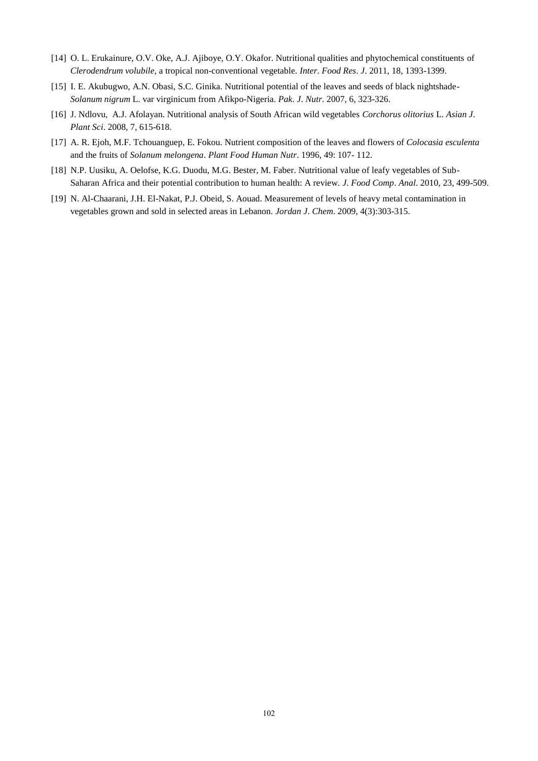[14] O. L. Erukainure, O.V. Oke, A.J. Ajiboye, O.Y. Okafor. Nutritional qualities and phytochemical constituents of *Clerodendrum volubile*, a tropical non-conventional vegetable. *Inter. Food Res. J*. 2011, 18, 1393-1399.

[15] I. E. Akubugwo, A.N. Obasi, S.C. Ginika. Nutritional potential of the leaves and seeds of black nightshade-*Solanum nigrum* L. var virginicum from Afikpo-Nigeria. *Pak. J. Nutr*. 2007, 6, 323-326.

[16] J. Ndlovu, A.J. Afolayan. Nutritional analysis of South African wild vegetables *Corchorus olitorius* L. *Asian J. Plant Sci*. 2008, 7, 615-618.

[17] A. R. Ejoh, M.F. Tchouanguep, E. Fokou. Nutrient composition of the leaves and flowers of *Colocasia esculenta* and the fruits of *Solanum melongena*. *Plant Food Human Nutr*. 1996, 49: 107- 112.

[18] N.P. Uusiku, A. Oelofse, K.G. Duodu, M.G. Bester, M. Faber. Nutritional value of leafy vegetables of Sub-Saharan Africa and their potential contribution to human health: A review. *J. Food Comp. Anal*. 2010, 23, 499-509.

[19] N. Al-Chaarani, J.H. El-Nakat, P.J. Obeid, S. Aouad. Measurement of levels of heavy metal contamination in vegetables grown and sold in selected areas in Lebanon. *Jordan J. Chem*. 2009, 4(3):303-315.